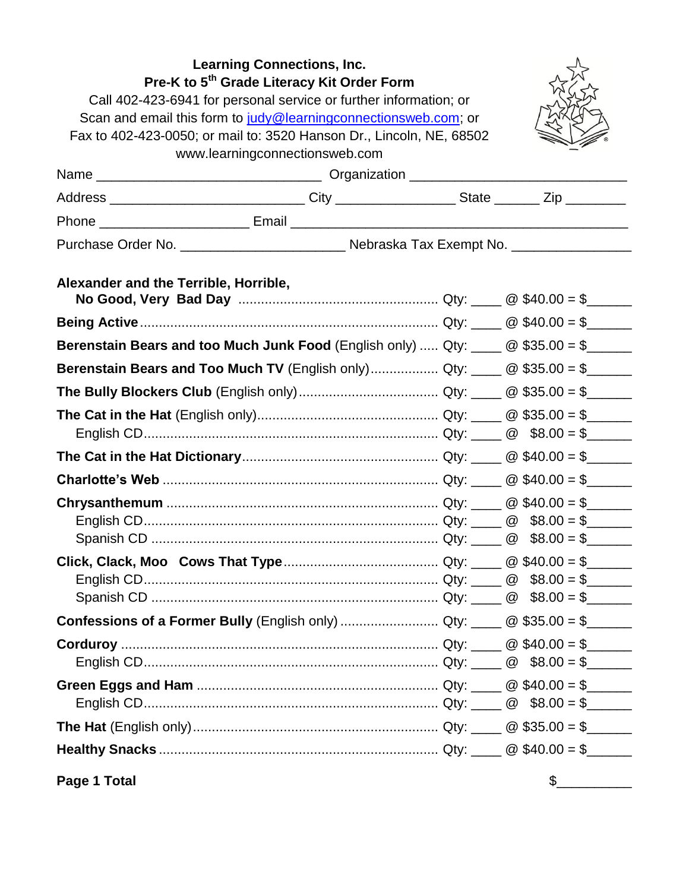**Learning Connections, Inc.**
**Pre-K to 5th Grade Literacy Kit Order Form**

Call 402-423-6941 for personal service or further information; or
Scan and email this form to judy@learningconnectionsweb.com; or
Fax to 402-423-0050; or mail to: 3520 Hanson Dr., Lincoln, NE, 68502
www.learningconnectionsweb.com

Name ______________________________ Organization ____________________________

Address ________________________ City _______________ State ______ Zip ________

Phone ___________________ Email ____________________________________________

Purchase Order No. _____________________ Nebraska Tax Exempt No. _______________

| Item | Qty | Price | Total |
|---|---|---|---|
| **Alexander and the Terrible, Horrible, No Good, Very Bad Day** | Qty: ____ | @ $40.00 | = $______ |
| **Being Active** | Qty: ____ | @ $40.00 | = $______ |
| **Berenstain Bears and too Much Junk Food** (English only) | Qty: ____ | @ $35.00 | = $______ |
| **Berenstain Bears and Too Much TV** (English only) | Qty: ____ | @ $35.00 | = $______ |
| **The Bully Blockers Club** (English only) | Qty: ____ | @ $35.00 | = $______ |
| **The Cat in the Hat** (English only) | Qty: ____ | @ $35.00 | = $______ |
| English CD | Qty: ____ | @ $8.00 | = $______ |
| **The Cat in the Hat Dictionary** | Qty: ____ | @ $40.00 | = $______ |
| **Charlotte's Web** | Qty: ____ | @ $40.00 | = $______ |
| **Chrysanthemum** | Qty: ____ | @ $40.00 | = $______ |
| English CD | Qty: ____ | @ $8.00 | = $______ |
| Spanish CD | Qty: ____ | @ $8.00 | = $______ |
| **Click, Clack, Moo Cows That Type** | Qty: ____ | @ $40.00 | = $______ |
| English CD | Qty: ____ | @ $8.00 | = $______ |
| Spanish CD | Qty: ____ | @ $8.00 | = $______ |
| **Confessions of a Former Bully** (English only) | Qty: ____ | @ $35.00 | = $______ |
| **Corduroy** | Qty: ____ | @ $40.00 | = $______ |
| English CD | Qty: ____ | @ $8.00 | = $______ |
| **Green Eggs and Ham** | Qty: ____ | @ $40.00 | = $______ |
| English CD | Qty: ____ | @ $8.00 | = $______ |
| **The Hat** (English only) | Qty: ____ | @ $35.00 | = $______ |
| **Healthy Snacks** | Qty: ____ | @ $40.00 | = $______ |

**Page 1 Total** $_________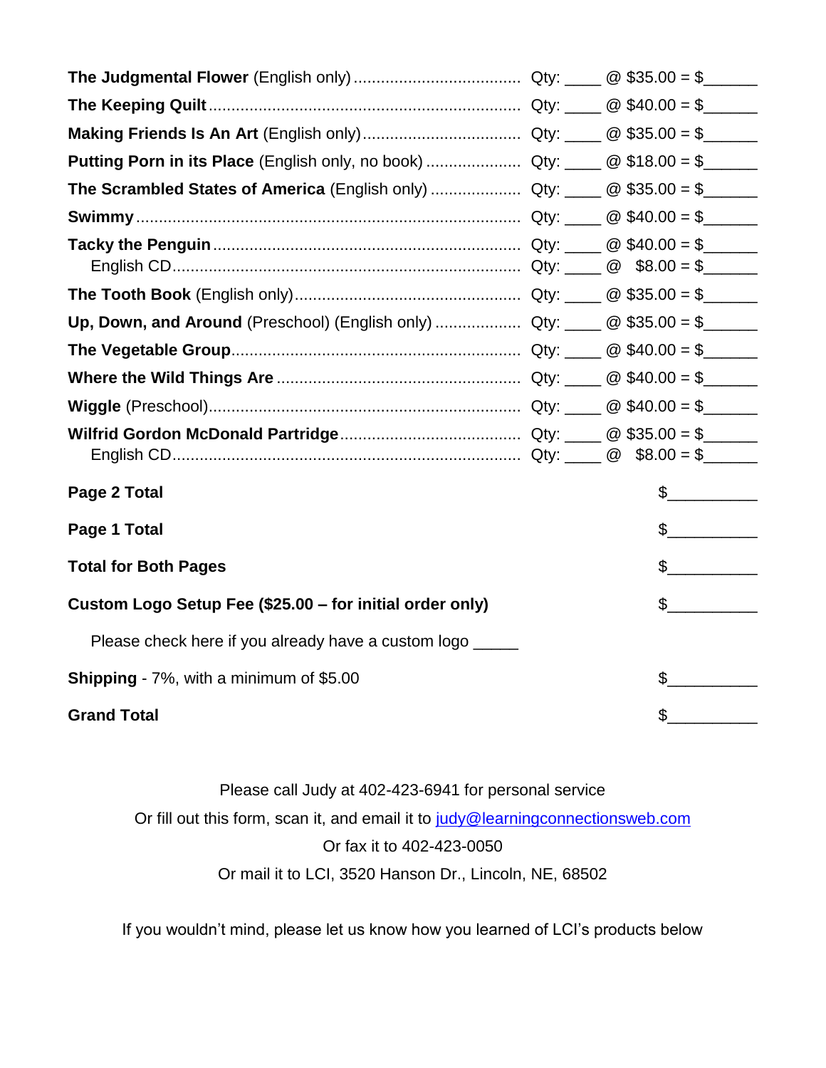| | | |
|---|---|---|
| **The Judgmental Flower** (English only) | Qty: ____ | @ $35.00 = $______ |
| **The Keeping Quilt** | Qty: ____ | @ $40.00 = $______ |
| **Making Friends Is An Art** (English only) | Qty: ____ | @ $35.00 = $______ |
| **Putting Porn in its Place** (English only, no book) | Qty: ____ | @ $18.00 = $______ |
| **The Scrambled States of America** (English only) | Qty: ____ | @ $35.00 = $______ |
| **Swimmy** | Qty: ____ | @ $40.00 = $______ |
| **Tacky the Penguin** | Qty: ____ | @ $40.00 = $______ |
| English CD | Qty: ____ | @ $8.00 = $______ |
| **The Tooth Book** (English only) | Qty: ____ | @ $35.00 = $______ |
| **Up, Down, and Around** (Preschool) (English only) | Qty: ____ | @ $35.00 = $______ |
| **The Vegetable Group** | Qty: ____ | @ $40.00 = $______ |
| **Where the Wild Things Are** | Qty: ____ | @ $40.00 = $______ |
| **Wiggle** (Preschool) | Qty: ____ | @ $40.00 = $______ |
| **Wilfrid Gordon McDonald Partridge** | Qty: ____ | @ $35.00 = $______ |
| English CD | Qty: ____ | @ $8.00 = $______ |

**Page 2 Total** $__________

**Page 1 Total** $__________

**Total for Both Pages** $__________

**Custom Logo Setup Fee ($25.00 – for initial order only)** $__________

Please check here if you already have a custom logo _____

**Shipping** - 7%, with a minimum of $5.00 $__________

**Grand Total** $__________

Please call Judy at 402-423-6941 for personal service

Or fill out this form, scan it, and email it to judy@learningconnectionsweb.com

Or fax it to 402-423-0050

Or mail it to LCI, 3520 Hanson Dr., Lincoln, NE, 68502

If you wouldn't mind, please let us know how you learned of LCI's products below